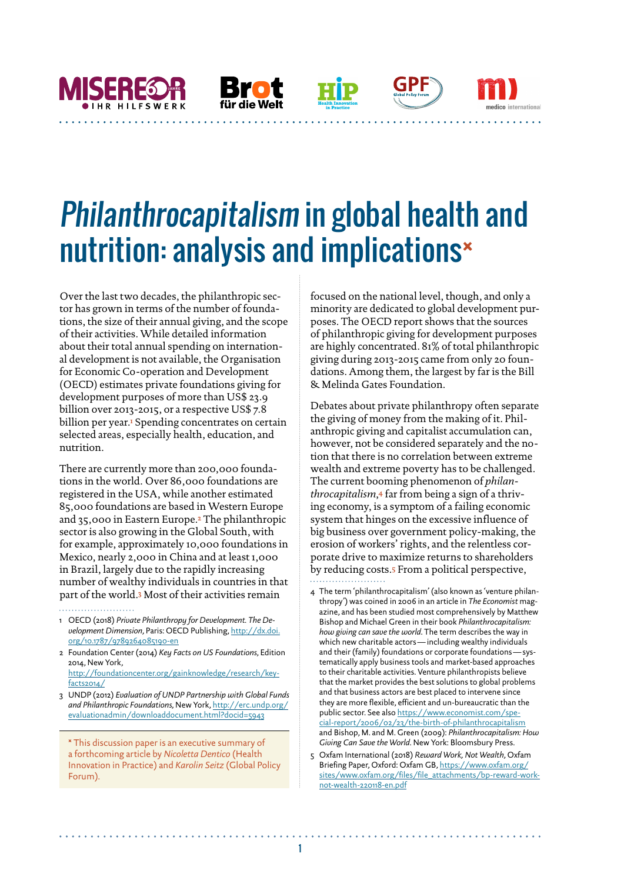# *Philanthrocapitalism* in global health and nutrition: analysis and implications*

Over the last two decades, the philanthropic sector has grown in terms of the number of foundations, the size of their annual giving, and the scope of their activities. While detailed information about their total annual spending on international development is not available, the Organisation for Economic Co-operation and Development (OECD) estimates private foundations giving for development purposes of more than US$ 23.9 billion over 2013-2015, or a respective US$ 7.8 billion per year.[1] Spending concentrates on certain selected areas, especially health, education, and nutrition.

There are currently more than 200,000 foundations in the world. Over 86,000 foundations are registered in the USA, while another estimated 85,000 foundations are based in Western Europe and 35,000 in Eastern Europe.[2] The philanthropic sector is also growing in the Global South, with for example, approximately 10,000 foundations in Mexico, nearly 2,000 in China and at least 1,000 in Brazil, largely due to the rapidly increasing number of wealthy individuals in countries in that part of the world.[3] Most of their activities remain focused on the national level, though, and only a minority are dedicated to global development purposes. The OECD report shows that the sources of philanthropic giving for development purposes are highly concentrated. 81% of total philanthropic giving during 2013-2015 came from only 20 foundations. Among them, the largest by far is the Bill & Melinda Gates Foundation.

Debates about private philanthropy often separate the giving of money from the making of it. Philanthropic giving and capitalist accumulation can, however, not be considered separately and the notion that there is no correlation between extreme wealth and extreme poverty has to be challenged. The current booming phenomenon of *philanthrocapitalism*,[4] far from being a sign of a thriving economy, is a symptom of a failing economic system that hinges on the excessive influence of big business over government policy-making, the erosion of workers' rights, and the relentless corporate drive to maximize returns to shareholders by reducing costs.[5] From a political perspective,

---

1 OECD (2018) *Private Philanthropy for Development. The Development Dimension*, Paris: OECD Publishing, http://dx.doi.org/10.1787/9789264085190-en

2 Foundation Center (2014) *Key Facts on US Foundations*, Edition 2014, New York, http://foundationcenter.org/gainknowledge/research/keyfacts2014/

3 UNDP (2012) *Evaluation of UNDP Partnership with Global Funds and Philanthropic Foundations*, New York, http://erc.undp.org/evaluationadmin/downloaddocument.html?docid=5943

4 The term 'philanthrocapitalism' (also known as 'venture philanthropy') was coined in 2006 in an article in *The Economist* magazine, and has been studied most comprehensively by Matthew Bishop and Michael Green in their book *Philanthrocapitalism: how giving can save the world*. The term describes the way in which new charitable actors — including wealthy individuals and their (family) foundations or corporate foundations — systematically apply business tools and market-based approaches to their charitable activities. Venture philanthropists believe that the market provides the best solutions to global problems and that business actors are best placed to intervene since they are more flexible, efficient and un-bureaucratic than the public sector. See also https://www.economist.com/special-report/2006/02/23/the-birth-of-philanthrocapitalism and Bishop, M. and M. Green (2009): *Philanthrocapitalism: How Giving Can Save the World*. New York: Bloomsbury Press.

5 Oxfam International (2018) *Reward Work, Not Wealth*, Oxfam Briefing Paper, Oxford: Oxfam GB, https://www.oxfam.org/sites/www.oxfam.org/files/file_attachments/bp-reward-work-not-wealth-220118-en.pdf

\* This discussion paper is an executive summary of a forthcoming article by *Nicoletta Dentico* (Health Innovation in Practice) and *Karolin Seitz* (Global Policy Forum).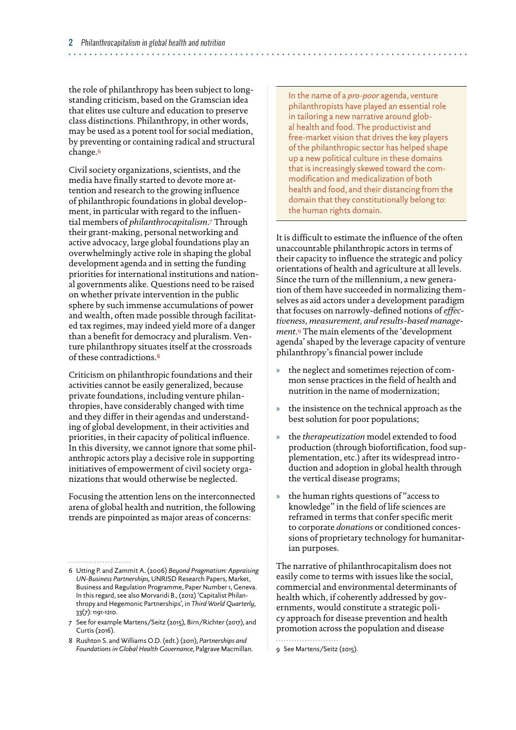the role of philanthropy has been subject to longstanding criticism, based on the Gramscian idea that elites use culture and education to preserve class distinctions. Philanthropy, in other words, may be used as a potent tool for social mediation, by preventing or containing radical and structural change.[6]

Civil society organizations, scientists, and the media have finally started to devote more attention and research to the growing influence of philanthropic foundations in global development, in particular with regard to the influential members of *philanthrocapitalism*.[7] Through their grant-making, personal networking and active advocacy, large global foundations play an overwhelmingly active role in shaping the global development agenda and in setting the funding priorities for international institutions and national governments alike. Questions need to be raised on whether private intervention in the public sphere by such immense accumulations of power and wealth, often made possible through facilitated tax regimes, may indeed yield more of a danger than a benefit for democracy and pluralism. Venture philanthropy situates itself at the crossroads of these contradictions.[8]

Criticism on philanthropic foundations and their activities cannot be easily generalized, because private foundations, including venture philanthropies, have considerably changed with time and they differ in their agendas and understanding of global development, in their activities and priorities, in their capacity of political influence. In this diversity, we cannot ignore that some philanthropic actors play a decisive role in supporting initiatives of empowerment of civil society organizations that would otherwise be neglected.

Focusing the attention lens on the interconnected arena of global health and nutrition, the following trends are pinpointed as major areas of concerns:

> In the name of a *pro-poor* agenda, venture philanthropists have played an essential role in tailoring a new narrative around global health and food. The productivist and free-market vision that drives the key players of the philanthropic sector has helped shape up a new political culture in these domains that is increasingly skewed toward the commodification and medicalization of both health and food, and their distancing from the domain that they constitutionally belong to: the human rights domain.

It is difficult to estimate the influence of the often unaccountable philanthropic actors in terms of their capacity to influence the strategic and policy orientations of health and agriculture at all levels. Since the turn of the millennium, a new generation of them have succeeded in normalizing themselves as aid actors under a development paradigm that focuses on narrowly-defined notions of *effectiveness, measurement, and results-based management*.[9] The main elements of the 'development agenda' shaped by the leverage capacity of venture philanthropy's financial power include

- the neglect and sometimes rejection of common sense practices in the field of health and nutrition in the name of modernization;
- the insistence on the technical approach as the best solution for poor populations;
- the *therapeutization* model extended to food production (through biofortification, food supplementation, etc.) after its widespread introduction and adoption in global health through the vertical disease programs;
- the human rights questions of "access to knowledge" in the field of life sciences are reframed in terms that confer specific merit to corporate *donations* or conditioned concessions of proprietary technology for humanitarian purposes.

The narrative of philanthrocapitalism does not easily come to terms with issues like the social, commercial and environmental determinants of health which, if coherently addressed by governments, would constitute a strategic policy approach for disease prevention and health promotion across the population and disease

---

6 Utting P. and Zammit A. (2006) *Beyond Pragmatism: Appraising UN-Business Partnerships,* UNRISD Research Papers, Market, Business and Regulation Programme, Paper Number 1, Geneva. In this regard, see also Morvaridi B., (2012) 'Capitalist Philanthropy and Hegemonic Partnerships', in *Third World Quarterly*, 33(7): 1191-1210.

7 See for example Martens/Seitz (2015), Birn/Richter (2017), and Curtis (2016).

8 Rushton S. and Williams O.D. (edt.) (2011), *Partnerships and Foundations in Global Health Governance,* Palgrave Macmillan.

9 See Martens/Seitz (2015).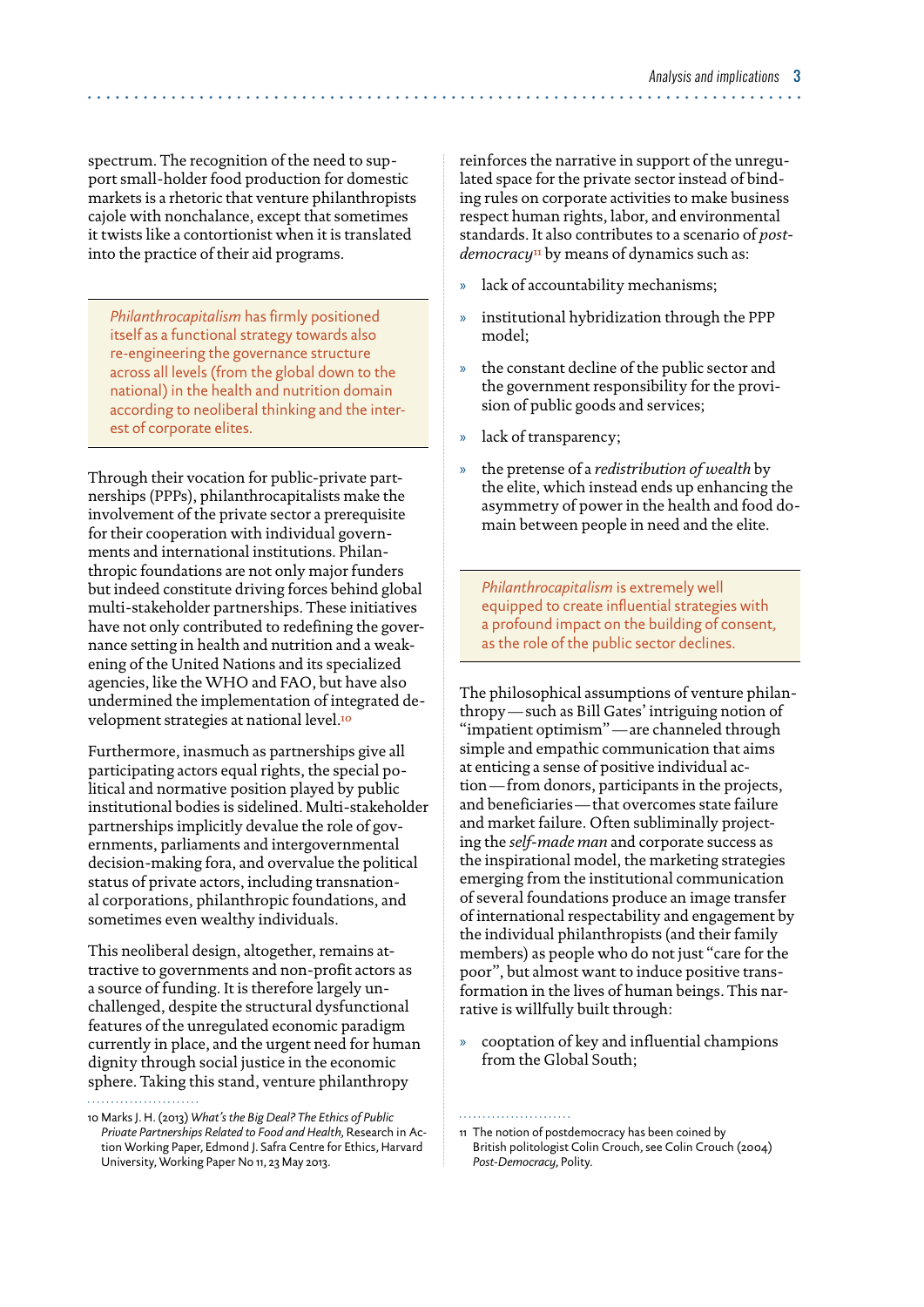spectrum. The recognition of the need to support small-holder food production for domestic markets is a rhetoric that venture philanthropists cajole with nonchalance, except that sometimes it twists like a contortionist when it is translated into the practice of their aid programs.

> *Philanthrocapitalism* has firmly positioned itself as a functional strategy towards also re-engineering the governance structure across all levels (from the global down to the national) in the health and nutrition domain according to neoliberal thinking and the interest of corporate elites.

Through their vocation for public-private partnerships (PPPs), philanthrocapitalists make the involvement of the private sector a prerequisite for their cooperation with individual governments and international institutions. Philanthropic foundations are not only major funders but indeed constitute driving forces behind global multi-stakeholder partnerships. These initiatives have not only contributed to redefining the governance setting in health and nutrition and a weakening of the United Nations and its specialized agencies, like the WHO and FAO, but have also undermined the implementation of integrated development strategies at national level.[10]

Furthermore, inasmuch as partnerships give all participating actors equal rights, the special political and normative position played by public institutional bodies is sidelined. Multi-stakeholder partnerships implicitly devalue the role of governments, parliaments and intergovernmental decision-making fora, and overvalue the political status of private actors, including transnational corporations, philanthropic foundations, and sometimes even wealthy individuals.

This neoliberal design, altogether, remains attractive to governments and non-profit actors as a source of funding. It is therefore largely unchallenged, despite the structural dysfunctional features of the unregulated economic paradigm currently in place, and the urgent need for human dignity through social justice in the economic sphere. Taking this stand, venture philanthropy reinforces the narrative in support of the unregulated space for the private sector instead of binding rules on corporate activities to make business respect human rights, labor, and environmental standards. It also contributes to a scenario of *post-democracy*[11] by means of dynamics such as:

- lack of accountability mechanisms;
- institutional hybridization through the PPP model;
- the constant decline of the public sector and the government responsibility for the provision of public goods and services;
- lack of transparency;
- the pretense of a *redistribution of wealth* by the elite, which instead ends up enhancing the asymmetry of power in the health and food domain between people in need and the elite.

> *Philanthrocapitalism* is extremely well equipped to create influential strategies with a profound impact on the building of consent, as the role of the public sector declines.

The philosophical assumptions of venture philanthropy — such as Bill Gates' intriguing notion of "impatient optimism" — are channeled through simple and empathic communication that aims at enticing a sense of positive individual action — from donors, participants in the projects, and beneficiaries — that overcomes state failure and market failure. Often subliminally projecting the *self-made man* and corporate success as the inspirational model, the marketing strategies emerging from the institutional communication of several foundations produce an image transfer of international respectability and engagement by the individual philanthropists (and their family members) as people who do not just "care for the poor", but almost want to induce positive transformation in the lives of human beings. This narrative is willfully built through:

- cooptation of key and influential champions from the Global South;

---

10 Marks J. H. (2013) *What's the Big Deal? The Ethics of Public Private Partnerships Related to Food and Health*, Research in Action Working Paper, Edmond J. Safra Centre for Ethics, Harvard University, Working Paper No 11, 23 May 2013.

11 The notion of postdemocracy has been coined by British politologist Colin Crouch, see Colin Crouch (2004) *Post-Democracy*, Polity.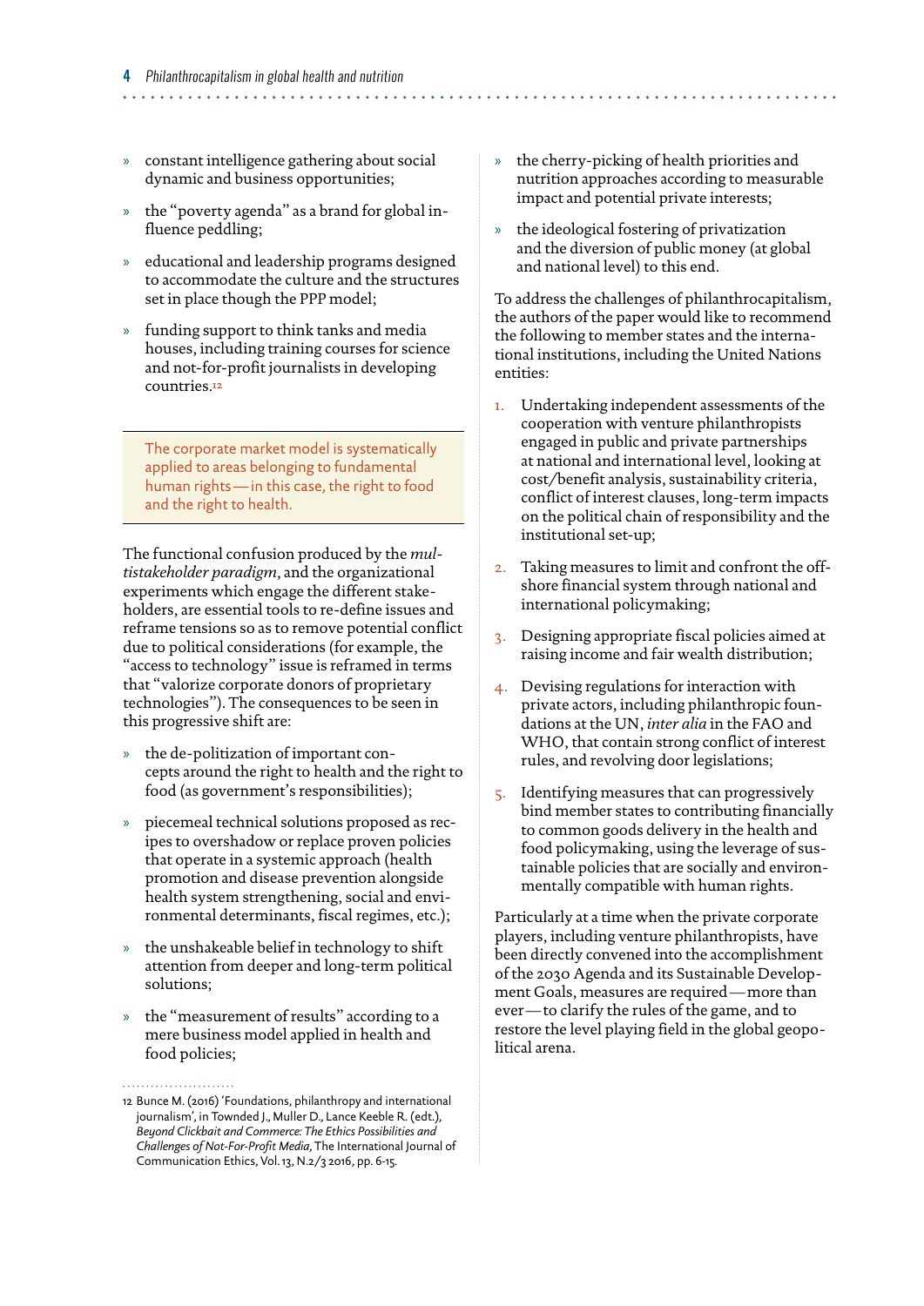- constant intelligence gathering about social dynamic and business opportunities;
- the "poverty agenda" as a brand for global influence peddling;
- educational and leadership programs designed to accommodate the culture and the structures set in place though the PPP model;
- funding support to think tanks and media houses, including training courses for science and not-for-profit journalists in developing countries.[12]

> The corporate market model is systematically applied to areas belonging to fundamental human rights — in this case, the right to food and the right to health.

The functional confusion produced by the *multistakeholder paradigm*, and the organizational experiments which engage the different stakeholders, are essential tools to re-define issues and reframe tensions so as to remove potential conflict due to political considerations (for example, the "access to technology" issue is reframed in terms that "valorize corporate donors of proprietary technologies"). The consequences to be seen in this progressive shift are:

- the de-politization of important concepts around the right to health and the right to food (as government's responsibilities);
- piecemeal technical solutions proposed as recipes to overshadow or replace proven policies that operate in a systemic approach (health promotion and disease prevention alongside health system strengthening, social and environmental determinants, fiscal regimes, etc.);
- the unshakeable belief in technology to shift attention from deeper and long-term political solutions;
- the "measurement of results" according to a mere business model applied in health and food policies;
- the cherry-picking of health priorities and nutrition approaches according to measurable impact and potential private interests;
- the ideological fostering of privatization and the diversion of public money (at global and national level) to this end.

To address the challenges of philanthrocapitalism, the authors of the paper would like to recommend the following to member states and the international institutions, including the United Nations entities:

1. Undertaking independent assessments of the cooperation with venture philanthropists engaged in public and private partnerships at national and international level, looking at cost/benefit analysis, sustainability criteria, conflict of interest clauses, long-term impacts on the political chain of responsibility and the institutional set-up;
2. Taking measures to limit and confront the offshore financial system through national and international policymaking;
3. Designing appropriate fiscal policies aimed at raising income and fair wealth distribution;
4. Devising regulations for interaction with private actors, including philanthropic foundations at the UN, *inter alia* in the FAO and WHO, that contain strong conflict of interest rules, and revolving door legislations;
5. Identifying measures that can progressively bind member states to contributing financially to common goods delivery in the health and food policymaking, using the leverage of sustainable policies that are socially and environmentally compatible with human rights.

Particularly at a time when the private corporate players, including venture philanthropists, have been directly convened into the accomplishment of the 2030 Agenda and its Sustainable Development Goals, measures are required — more than ever — to clarify the rules of the game, and to restore the level playing field in the global geopolitical arena.

---

12 Bunce M. (2016) 'Foundations, philanthropy and international journalism', in Townded J., Muller D., Lance Keeble R. (edt.), *Beyond Clickbait and Commerce: The Ethics Possibilities and Challenges of Not-For-Profit Media,* The International Journal of Communication Ethics, Vol. 13, N.2/3 2016, pp. 6-15.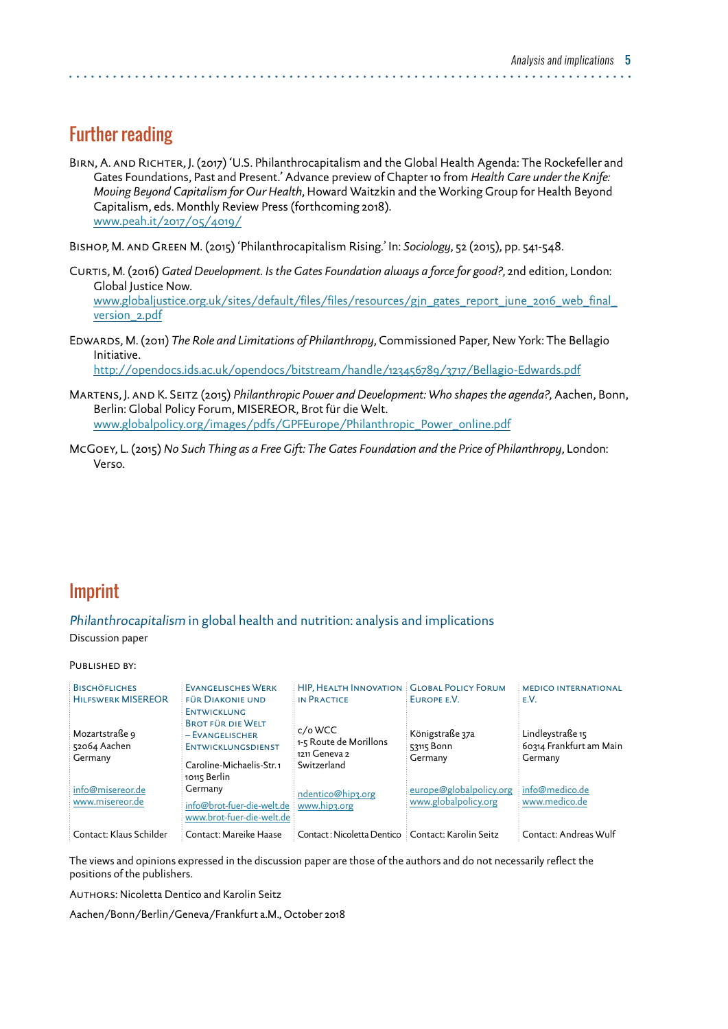## Further reading

Birn, A. and Richter, J. (2017) 'U.S. Philanthrocapitalism and the Global Health Agenda: The Rockefeller and Gates Foundations, Past and Present.' Advance preview of Chapter 10 from *Health Care under the Knife: Moving Beyond Capitalism for Our Health*, Howard Waitzkin and the Working Group for Health Beyond Capitalism, eds. Monthly Review Press (forthcoming 2018).
www.peah.it/2017/05/4019/

Bishop, M. and Green M. (2015) 'Philanthrocapitalism Rising.' In: *Sociology*, 52 (2015), pp. 541-548.

Curtis, M. (2016) *Gated Development. Is the Gates Foundation always a force for good?*, 2nd edition, London: Global Justice Now.
www.globaljustice.org.uk/sites/default/files/files/resources/gjn_gates_report_june_2016_web_final_version_2.pdf

Edwards, M. (2011) *The Role and Limitations of Philanthropy*, Commissioned Paper, New York: The Bellagio Initiative.
http://opendocs.ids.ac.uk/opendocs/bitstream/handle/123456789/3717/Bellagio-Edwards.pdf

Martens, J. and K. Seitz (2015) *Philanthropic Power and Development: Who shapes the agenda?*, Aachen, Bonn, Berlin: Global Policy Forum, MISEREOR, Brot für die Welt.
www.globalpolicy.org/images/pdfs/GPFEurope/Philanthropic_Power_online.pdf

McGoey, L. (2015) *No Such Thing as a Free Gift: The Gates Foundation and the Price of Philanthropy*, London: Verso.

## Imprint

*Philanthrocapitalism* in global health and nutrition: analysis and implications

Discussion paper

Published by:

| | | | | |
|---|---|---|---|---|
| Bischöfliches Hilfswerk MISEREOR | Evangelisches Werk für Diakonie und Entwicklung Brot für die Welt – Evangelischer Entwicklungsdienst | HIP, Health Innovation in Practice | Global Policy Forum Europe e.V. | medico international e.V. |
| Mozartstraße 9<br>52064 Aachen<br>Germany | Caroline-Michaelis-Str. 1<br>10115 Berlin<br>Germany | c/o WCC<br>1-5 Route de Morillons<br>1211 Geneva 2<br>Switzerland | Königstraße 37a<br>53115 Bonn<br>Germany | Lindleystraße 15<br>60314 Frankfurt am Main<br>Germany |
| info@misereor.de<br>www.misereor.de | info@brot-fuer-die-welt.de<br>www.brot-fuer-die-welt.de | ndentico@hip3.org<br>www.hip3.org | europe@globalpolicy.org<br>www.globalpolicy.org | info@medico.de<br>www.medico.de |
| Contact: Klaus Schilder | Contact: Mareike Haase | Contact : Nicoletta Dentico | Contact: Karolin Seitz | Contact: Andreas Wulf |

The views and opinions expressed in the discussion paper are those of the authors and do not necessarily reflect the positions of the publishers.

Authors: Nicoletta Dentico and Karolin Seitz

Aachen/Bonn/Berlin/Geneva/Frankfurt a.M., October 2018